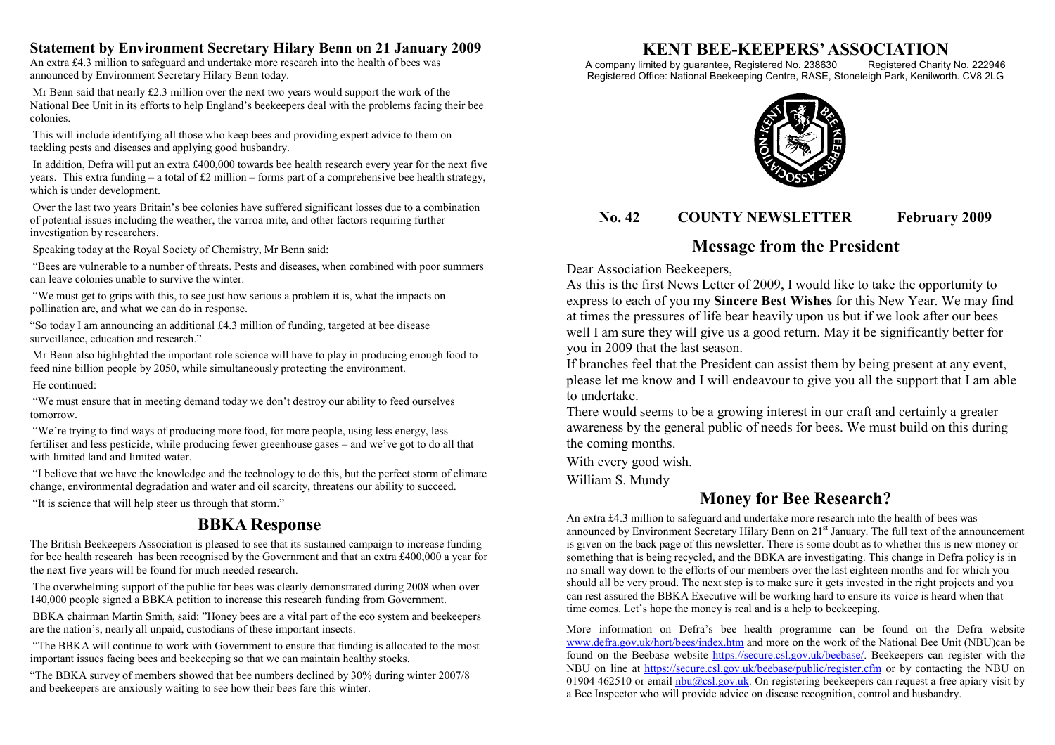# KENT BEE-KEEPERS' ASSOCIATION

A company limited by guarantee, Registered No. 238630 Registered Charity No. 222946
Registered Office: National Beekeeping Centre, RASE, Stoneleigh Park, Kenilworth. CV8 2LG

**No. 42 COUNTY NEWSLETTER February 2009**

## Message from the President

Dear Association Beekeepers,

As this is the first News Letter of 2009, I would like to take the opportunity to express to each of you my **Sincere Best Wishes** for this New Year. We may find at times the pressures of life bear heavily upon us but if we look after our bees well I am sure they will give us a good return. May it be significantly better for you in 2009 that the last season.

If branches feel that the President can assist them by being present at any event, please let me know and I will endeavour to give you all the support that I am able to undertake.

There would seems to be a growing interest in our craft and certainly a greater awareness by the general public of needs for bees. We must build on this during the coming months.

With every good wish.

William S. Mundy

## Money for Bee Research?

An extra £4.3 million to safeguard and undertake more research into the health of bees was announced by Environment Secretary Hilary Benn on 21st January. The full text of the announcement is given on the back page of this newsletter. There is some doubt as to whether this is new money or something that is being recycled, and the BBKA are investigating. This change in Defra policy is in no small way down to the efforts of our members over the last eighteen months and for which you should all be very proud. The next step is to make sure it gets invested in the right projects and you can rest assured the BBKA Executive will be working hard to ensure its voice is heard when that time comes. Let's hope the money is real and is a help to beekeeping.

More information on Defra's bee health programme can be found on the Defra website www.defra.gov.uk/hort/bees/index.htm and more on the work of the National Bee Unit (NBU)can be found on the Beebase website https://secure.csl.gov.uk/beebase/. Beekeepers can register with the NBU on line at https://secure.csl.gov.uk/beebase/public/register.cfm or by contacting the NBU on 01904 462510 or email nbu@csl.gov.uk. On registering beekeepers can request a free apiary visit by a Bee Inspector who will provide advice on disease recognition, control and husbandry.

### Statement by Environment Secretary Hilary Benn on 21 January 2009

An extra £4.3 million to safeguard and undertake more research into the health of bees was announced by Environment Secretary Hilary Benn today.

Mr Benn said that nearly £2.3 million over the next two years would support the work of the National Bee Unit in its efforts to help England's beekeepers deal with the problems facing their bee colonies.

This will include identifying all those who keep bees and providing expert advice to them on tackling pests and diseases and applying good husbandry.

In addition, Defra will put an extra £400,000 towards bee health research every year for the next five years. This extra funding – a total of £2 million – forms part of a comprehensive bee health strategy, which is under development.

Over the last two years Britain's bee colonies have suffered significant losses due to a combination of potential issues including the weather, the varroa mite, and other factors requiring further investigation by researchers.

Speaking today at the Royal Society of Chemistry, Mr Benn said:

"Bees are vulnerable to a number of threats. Pests and diseases, when combined with poor summers can leave colonies unable to survive the winter.

"We must get to grips with this, to see just how serious a problem it is, what the impacts on pollination are, and what we can do in response.

"So today I am announcing an additional £4.3 million of funding, targeted at bee disease surveillance, education and research."

Mr Benn also highlighted the important role science will have to play in producing enough food to feed nine billion people by 2050, while simultaneously protecting the environment.

He continued:

"We must ensure that in meeting demand today we don't destroy our ability to feed ourselves tomorrow.

"We're trying to find ways of producing more food, for more people, using less energy, less fertiliser and less pesticide, while producing fewer greenhouse gases – and we've got to do all that with limited land and limited water.

"I believe that we have the knowledge and the technology to do this, but the perfect storm of climate change, environmental degradation and water and oil scarcity, threatens our ability to succeed.

"It is science that will help steer us through that storm."

## BBKA Response

The British Beekeepers Association is pleased to see that its sustained campaign to increase funding for bee health research has been recognised by the Government and that an extra £400,000 a year for the next five years will be found for much needed research.

The overwhelming support of the public for bees was clearly demonstrated during 2008 when over 140,000 people signed a BBKA petition to increase this research funding from Government.

BBKA chairman Martin Smith, said: "Honey bees are a vital part of the eco system and beekeepers are the nation's, nearly all unpaid, custodians of these important insects.

"The BBKA will continue to work with Government to ensure that funding is allocated to the most important issues facing bees and beekeeping so that we can maintain healthy stocks.

"The BBKA survey of members showed that bee numbers declined by 30% during winter 2007/8 and beekeepers are anxiously waiting to see how their bees fare this winter.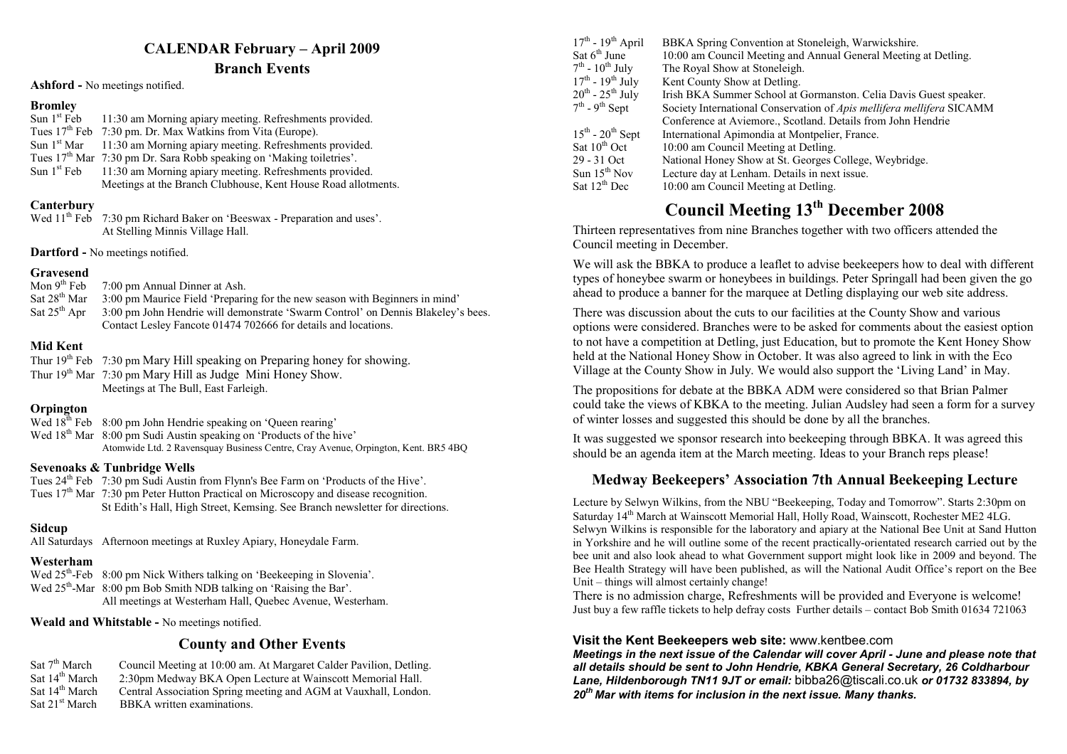# CALENDAR February – April 2009

## Branch Events

**Ashford -** No meetings notified.

### Bromley

| | |
|---|---|
| Sun 1st Feb | 11:30 am Morning apiary meeting. Refreshments provided. |
| Tues 17th Feb | 7:30 pm. Dr. Max Watkins from Vita (Europe). |
| Sun 1st Mar | 11:30 am Morning apiary meeting. Refreshments provided. |
| Tues 17th Mar | 7:30 pm Dr. Sara Robb speaking on 'Making toiletries'. |
| Sun 1st Feb | 11:30 am Morning apiary meeting. Refreshments provided. Meetings at the Branch Clubhouse, Kent House Road allotments. |

### Canterbury

| | |
|---|---|
| Wed 11th Feb | 7:30 pm Richard Baker on 'Beeswax - Preparation and uses'. At Stelling Minnis Village Hall. |

**Dartford -** No meetings notified.

### Gravesend

| | |
|---|---|
| Mon 9th Feb | 7:00 pm Annual Dinner at Ash. |
| Sat 28th Mar | 3:00 pm Maurice Field 'Preparing for the new season with Beginners in mind' |
| Sat 25th Apr | 3:00 pm John Hendrie will demonstrate 'Swarm Control' on Dennis Blakeley's bees. Contact Lesley Fancote 01474 702666 for details and locations. |

### Mid Kent

| | |
|---|---|
| Thur 19th Feb | 7:30 pm Mary Hill speaking on Preparing honey for showing. |
| Thur 19th Mar | 7:30 pm Mary Hill as Judge Mini Honey Show. Meetings at The Bull, East Farleigh. |

### Orpington

| | |
|---|---|
| Wed 18th Feb | 8:00 pm John Hendrie speaking on 'Queen rearing' |
| Wed 18th Mar | 8:00 pm Sudi Austin speaking on 'Products of the hive' Atomwide Ltd. 2 Ravensquay Business Centre, Cray Avenue, Orpington, Kent. BR5 4BQ |

### Sevenoaks & Tunbridge Wells

| | |
|---|---|
| Tues 24th Feb | 7:30 pm Sudi Austin from Flynn's Bee Farm on 'Products of the Hive'. |
| Tues 17th Mar | 7:30 pm Peter Hutton Practical on Microscopy and disease recognition. St Edith's Hall, High Street, Kemsing. See Branch newsletter for directions. |

### Sidcup

All Saturdays Afternoon meetings at Ruxley Apiary, Honeydale Farm.

### Westerham

| | |
|---|---|
| Wed 25th-Feb | 8:00 pm Nick Withers talking on 'Beekeeping in Slovenia'. |
| Wed 25th-Mar | 8:00 pm Bob Smith NDB talking on 'Raising the Bar'. All meetings at Westerham Hall, Quebec Avenue, Westerham. |

**Weald and Whitstable -** No meetings notified.

## County and Other Events

| | |
|---|---|
| Sat 7th March | Council Meeting at 10:00 am. At Margaret Calder Pavilion, Detling. |
| Sat 14th March | 2:30pm Medway BKA Open Lecture at Wainscott Memorial Hall. |
| Sat 14th March | Central Association Spring meeting and AGM at Vauxhall, London. |
| Sat 21st March | BBKA written examinations. |
| 17th - 19th April | BBKA Spring Convention at Stoneleigh, Warwickshire. |
| Sat 6th June | 10:00 am Council Meeting and Annual General Meeting at Detling. |
| 7th - 10th July | The Royal Show at Stoneleigh. |
| 17th - 19th July | Kent County Show at Detling. |
| 20th - 25th July | Irish BKA Summer School at Gormanston. Celia Davis Guest speaker. |
| 7th - 9th Sept | Society International Conservation of *Apis mellifera mellifera* SICAMM Conference at Aviemore., Scotland. Details from John Hendrie |
| 15th - 20th Sept | International Apimondia at Montpelier, France. |
| Sat 10th Oct | 10:00 am Council Meeting at Detling. |
| 29 - 31 Oct | National Honey Show at St. Georges College, Weybridge. |
| Sun 15th Nov | Lecture day at Lenham. Details in next issue. |
| Sat 12th Dec | 10:00 am Council Meeting at Detling. |

# Council Meeting 13th December 2008

Thirteen representatives from nine Branches together with two officers attended the Council meeting in December.

We will ask the BBKA to produce a leaflet to advise beekeepers how to deal with different types of honeybee swarm or honeybees in buildings. Peter Springall had been given the go ahead to produce a banner for the marquee at Detling displaying our web site address.

There was discussion about the cuts to our facilities at the County Show and various options were considered. Branches were to be asked for comments about the easiest option to not have a competition at Detling, just Education, but to promote the Kent Honey Show held at the National Honey Show in October. It was also agreed to link in with the Eco Village at the County Show in July. We would also support the 'Living Land' in May.

The propositions for debate at the BBKA ADM were considered so that Brian Palmer could take the views of KBKA to the meeting. Julian Audsley had seen a form for a survey of winter losses and suggested this should be done by all the branches.

It was suggested we sponsor research into beekeeping through BBKA. It was agreed this should be an agenda item at the March meeting. Ideas to your Branch reps please!

## Medway Beekeepers' Association 7th Annual Beekeeping Lecture

Lecture by Selwyn Wilkins, from the NBU "Beekeeping, Today and Tomorrow". Starts 2:30pm on Saturday 14th March at Wainscott Memorial Hall, Holly Road, Wainscott, Rochester ME2 4LG. Selwyn Wilkins is responsible for the laboratory and apiary at the National Bee Unit at Sand Hutton in Yorkshire and he will outline some of the recent practically-orientated research carried out by the bee unit and also look ahead to what Government support might look like in 2009 and beyond. The Bee Health Strategy will have been published, as will the National Audit Office's report on the Bee Unit – things will almost certainly change!

There is no admission charge, Refreshments will be provided and Everyone is welcome! Just buy a few raffle tickets to help defray costs Further details – contact Bob Smith 01634 721063

**Visit the Kent Beekeepers web site:** www.kentbee.com

***Meetings in the next issue of the Calendar will cover April - June and please note that all details should be sent to John Hendrie, KBKA General Secretary, 26 Coldharbour Lane, Hildenborough TN11 9JT or email:*** bibba26@tiscali.co.uk ***or 01732 833894, by 20th Mar with items for inclusion in the next issue. Many thanks.***